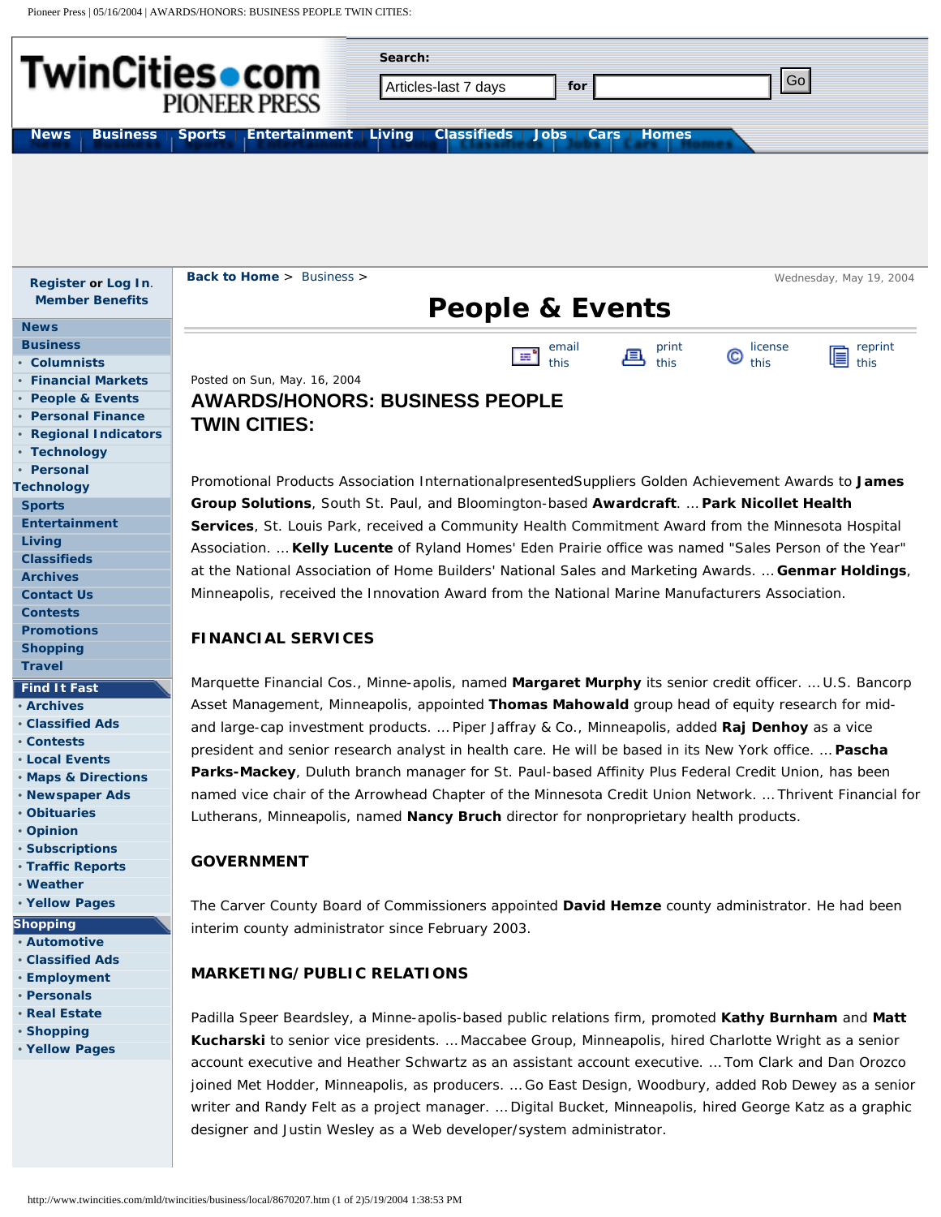Posted on Sun, May. 16, 2004

# AWARDS/HONORS: BUSINESS PEOPLE TWIN CITIES:

Promotional Products Association InternationalpresentedSuppliers Golden Achievement Awards to **James Group Solutions**, South St. Paul, and Bloomington-based **Awardcraft**. ... **Park Nicollet Health Services**, St. Louis Park, received a Community Health Commitment Award from the Minnesota Hospital Association. ... **Kelly Lucente** of Ryland Homes' Eden Prairie office was named "Sales Person of the Year" at the National Association of Home Builders' National Sales and Marketing Awards. ... **Genmar Holdings**, Minneapolis, received the Innovation Award from the National Marine Manufacturers Association.

## FINANCIAL SERVICES

Marquette Financial Cos., Minne-apolis, named **Margaret Murphy** its senior credit officer. ... U.S. Bancorp Asset Management, Minneapolis, appointed **Thomas Mahowald** group head of equity research for mid- and large-cap investment products. ... Piper Jaffray & Co., Minneapolis, added **Raj Denhoy** as a vice president and senior research analyst in health care. He will be based in its New York office. ... **Pascha Parks-Mackey**, Duluth branch manager for St. Paul-based Affinity Plus Federal Credit Union, has been named vice chair of the Arrowhead Chapter of the Minnesota Credit Union Network. ... Thrivent Financial for Lutherans, Minneapolis, named **Nancy Bruch** director for nonproprietary health products.

## GOVERNMENT

The Carver County Board of Commissioners appointed **David Hemze** county administrator. He had been interim county administrator since February 2003.

## MARKETING/PUBLIC RELATIONS

Padilla Speer Beardsley, a Minne-apolis-based public relations firm, promoted **Kathy Burnham** and **Matt Kucharski** to senior vice presidents. ... Maccabee Group, Minneapolis, hired Charlotte Wright as a senior account executive and Heather Schwartz as an assistant account executive. ... Tom Clark and Dan Orozco joined Met Hodder, Minneapolis, as producers. ... Go East Design, Woodbury, added Rob Dewey as a senior writer and Randy Felt as a project manager. ... Digital Bucket, Minneapolis, hired George Katz as a graphic designer and Justin Wesley as a Web developer/system administrator.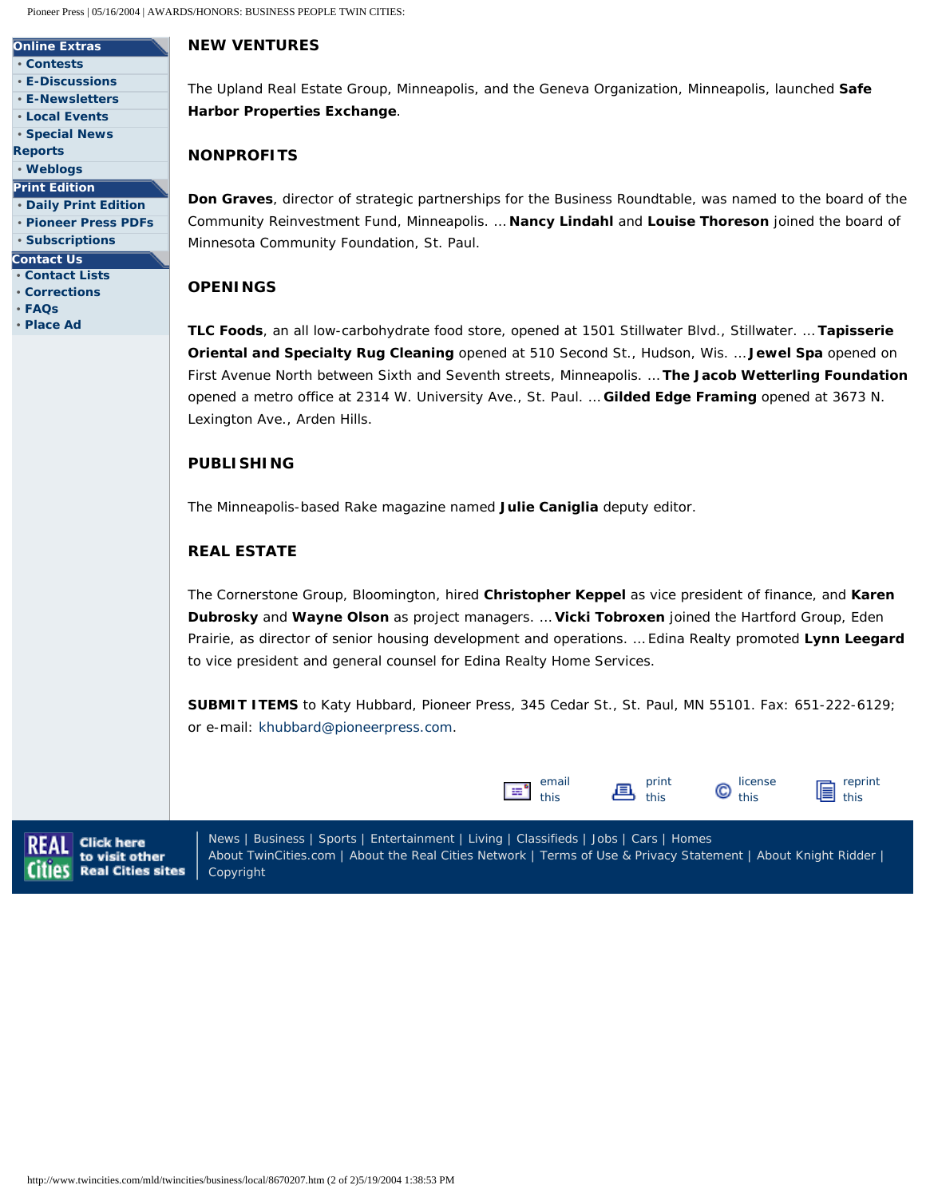## NEW VENTURES

The Upland Real Estate Group, Minneapolis, and the Geneva Organization, Minneapolis, launched **Safe Harbor Properties Exchange**.

## NONPROFITS

**Don Graves**, director of strategic partnerships for the Business Roundtable, was named to the board of the Community Reinvestment Fund, Minneapolis. ... **Nancy Lindahl** and **Louise Thoreson** joined the board of Minnesota Community Foundation, St. Paul.

## OPENINGS

**TLC Foods**, an all low-carbohydrate food store, opened at 1501 Stillwater Blvd., Stillwater. ... **Tapisserie Oriental and Specialty Rug Cleaning** opened at 510 Second St., Hudson, Wis. ... **Jewel Spa** opened on First Avenue North between Sixth and Seventh streets, Minneapolis. ... **The Jacob Wetterling Foundation** opened a metro office at 2314 W. University Ave., St. Paul. ... **Gilded Edge Framing** opened at 3673 N. Lexington Ave., Arden Hills.

## PUBLISHING

The Minneapolis-based Rake magazine named **Julie Caniglia** deputy editor.

## REAL ESTATE

The Cornerstone Group, Bloomington, hired **Christopher Keppel** as vice president of finance, and **Karen Dubrosky** and **Wayne Olson** as project managers. ... **Vicki Tobroxen** joined the Hartford Group, Eden Prairie, as director of senior housing development and operations. ... Edina Realty promoted **Lynn Leegard** to vice president and general counsel for Edina Realty Home Services.

**SUBMIT ITEMS** to Katy Hubbard, Pioneer Press, 345 Cedar St., St. Paul, MN 55101. Fax: 651-222-6129; or e-mail: khubbard@pioneerpress.com.